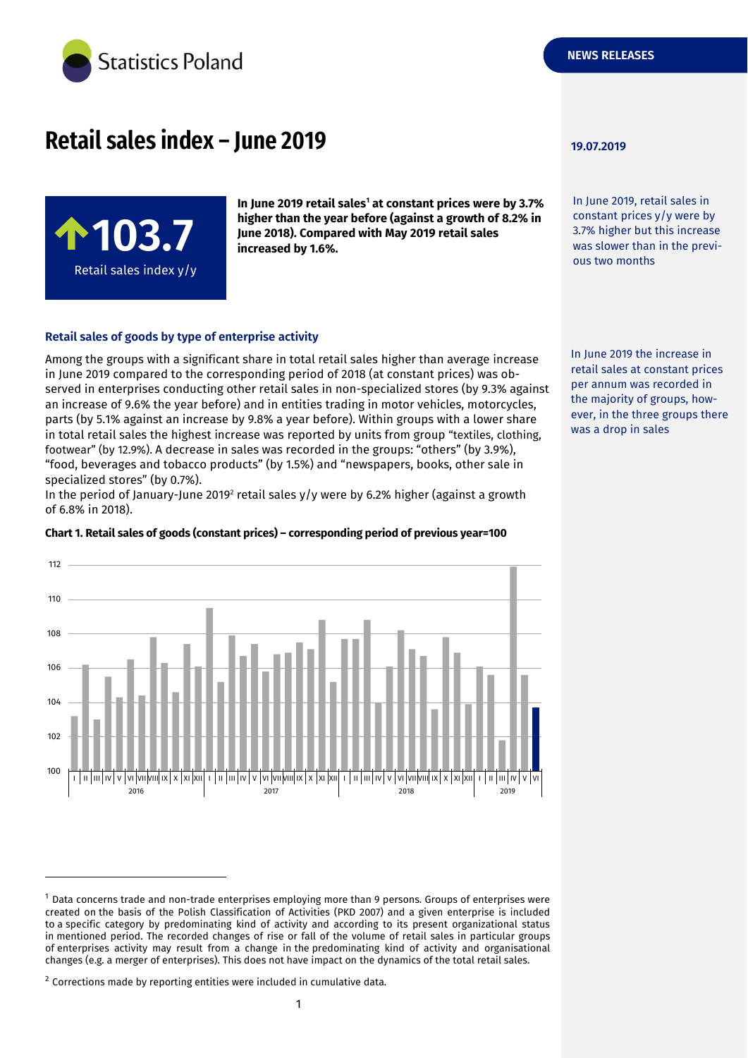Statistics Poland

NEWS RELEASES

# Retail sales index – June 2019

19.07.2019

**↑103.7**
Retail sales index y/y

**In June 2019 retail sales[1] at constant prices were by 3.7% higher than the year before (against a growth of 8.2% in June 2018). Compared with May 2019 retail sales increased by 1.6%.**

In June 2019, retail sales in constant prices y/y were by 3.7% higher but this increase was slower than in the previous two months

## Retail sales of goods by type of enterprise activity

In June 2019 the increase in retail sales at constant prices per annum was recorded in the majority of groups, however, in the three groups there was a drop in sales

Among the groups with a significant share in total retail sales higher than average increase in June 2019 compared to the corresponding period of 2018 (at constant prices) was observed in enterprises conducting other retail sales in non-specialized stores (by 9.3% against an increase of 9.6% the year before) and in entities trading in motor vehicles, motorcycles, parts (by 5.1% against an increase by 9.8% a year before). Within groups with a lower share in total retail sales the highest increase was reported by units from group "textiles, clothing, footwear" (by 12.9%). A decrease in sales was recorded in the groups: "others" (by 3.9%), "food, beverages and tobacco products" (by 1.5%) and "newspapers, books, other sale in specialized stores" (by 0.7%).

In the period of January-June 2019[2] retail sales y/y were by 6.2% higher (against a growth of 6.8% in 2018).

**Chart 1. Retail sales of goods (constant prices) – corresponding period of previous year=100**

[1] Data concerns trade and non-trade enterprises employing more than 9 persons. Groups of enterprises were created on the basis of the Polish Classification of Activities (PKD 2007) and a given enterprise is included to a specific category by predominating kind of activity and according to its present organizational status in mentioned period. The recorded changes of rise or fall of the volume of retail sales in particular groups of enterprises activity may result from a change in the predominating kind of activity and organisational changes (e.g. a merger of enterprises). This does not have impact on the dynamics of the total retail sales.

[2] Corrections made by reporting entities were included in cumulative data.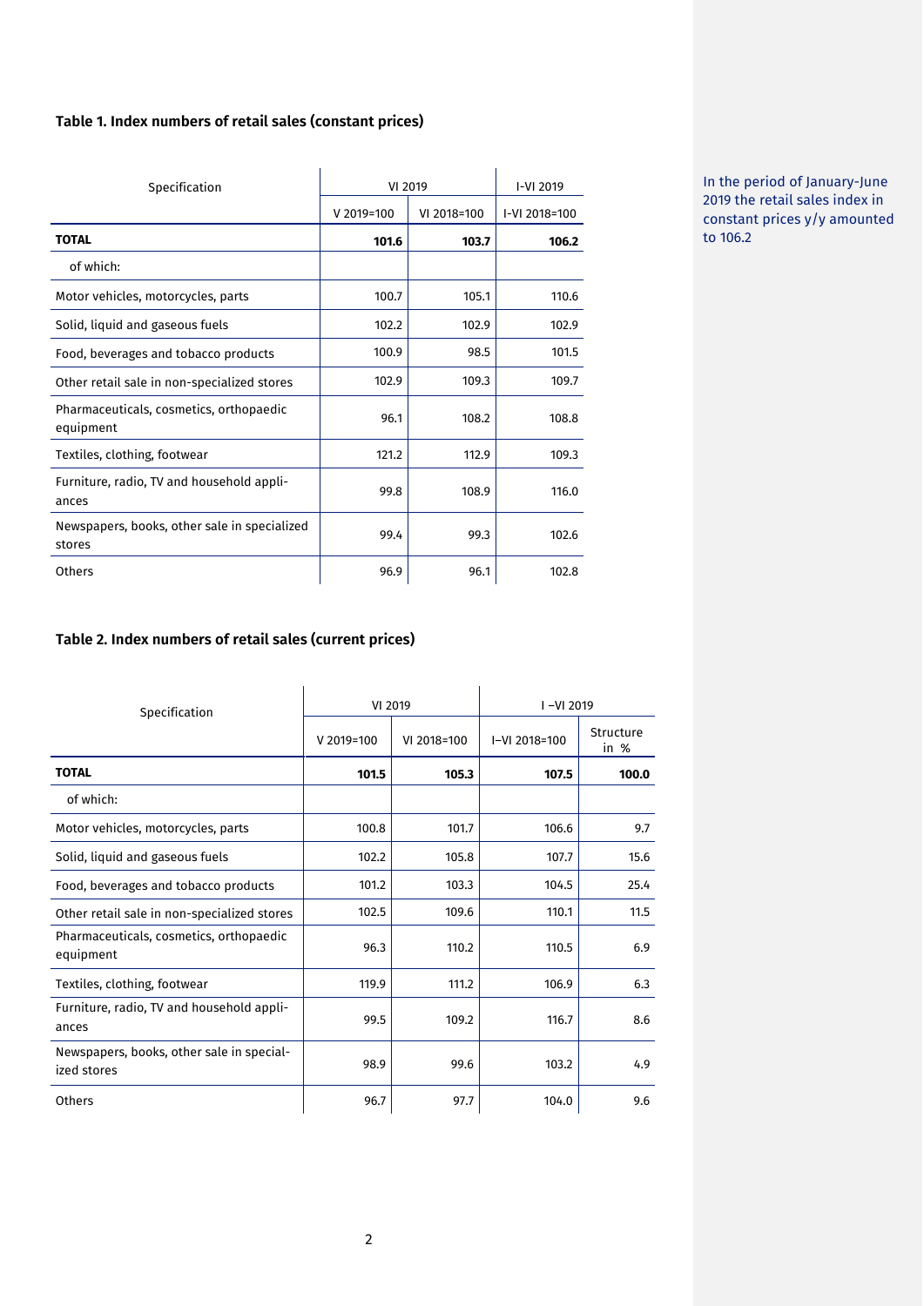### Table 1. Index numbers of retail sales (constant prices)

| Specification | VI 2019 | | I-VI 2019 |
|---|---|---|---|
| | V 2019=100 | VI 2018=100 | I-VI 2018=100 |
| **TOTAL** | **101.6** | **103.7** | **106.2** |
| of which: | | | |
| Motor vehicles, motorcycles, parts | 100.7 | 105.1 | 110.6 |
| Solid, liquid and gaseous fuels | 102.2 | 102.9 | 102.9 |
| Food, beverages and tobacco products | 100.9 | 98.5 | 101.5 |
| Other retail sale in non-specialized stores | 102.9 | 109.3 | 109.7 |
| Pharmaceuticals, cosmetics, orthopaedic equipment | 96.1 | 108.2 | 108.8 |
| Textiles, clothing, footwear | 121.2 | 112.9 | 109.3 |
| Furniture, radio, TV and household appliances | 99.8 | 108.9 | 116.0 |
| Newspapers, books, other sale in specialized stores | 99.4 | 99.3 | 102.6 |
| Others | 96.9 | 96.1 | 102.8 |

In the period of January-June 2019 the retail sales index in constant prices y/y amounted to 106.2

### Table 2. Index numbers of retail sales (current prices)

| Specification | VI 2019 | | I –VI 2019 | |
|---|---|---|---|---|
| | V 2019=100 | VI 2018=100 | I–VI 2018=100 | Structure in % |
| **TOTAL** | **101.5** | **105.3** | **107.5** | **100.0** |
| of which: | | | | |
| Motor vehicles, motorcycles, parts | 100.8 | 101.7 | 106.6 | 9.7 |
| Solid, liquid and gaseous fuels | 102.2 | 105.8 | 107.7 | 15.6 |
| Food, beverages and tobacco products | 101.2 | 103.3 | 104.5 | 25.4 |
| Other retail sale in non-specialized stores | 102.5 | 109.6 | 110.1 | 11.5 |
| Pharmaceuticals, cosmetics, orthopaedic equipment | 96.3 | 110.2 | 110.5 | 6.9 |
| Textiles, clothing, footwear | 119.9 | 111.2 | 106.9 | 6.3 |
| Furniture, radio, TV and household appliances | 99.5 | 109.2 | 116.7 | 8.6 |
| Newspapers, books, other sale in specialized stores | 98.9 | 99.6 | 103.2 | 4.9 |
| Others | 96.7 | 97.7 | 104.0 | 9.6 |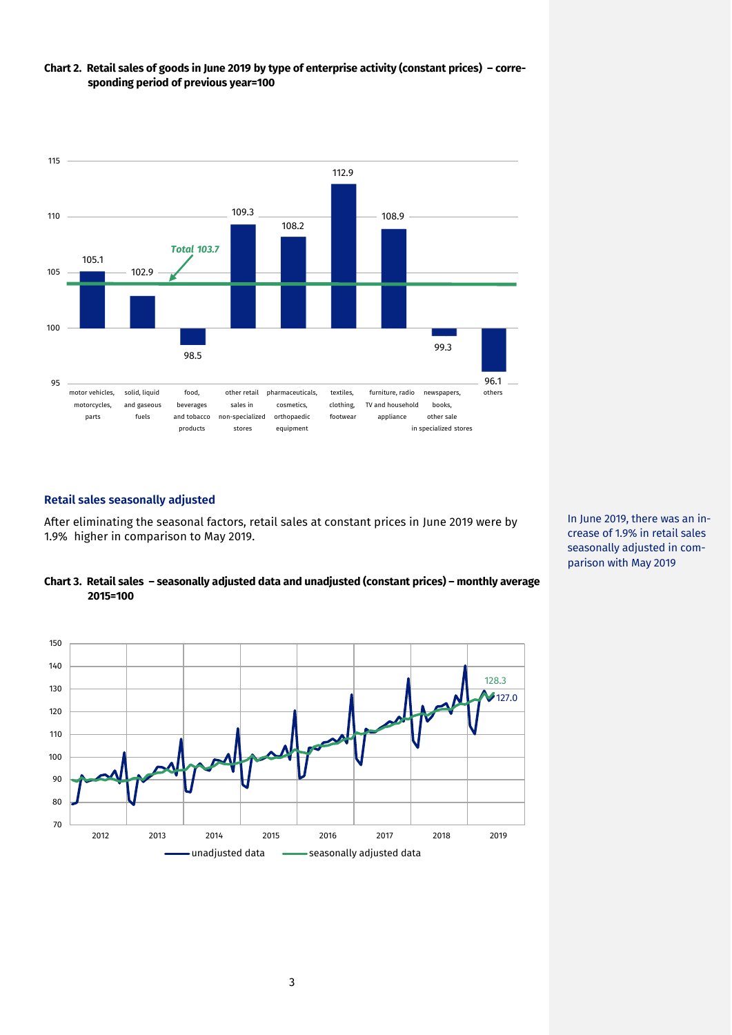**Chart 2. Retail sales of goods in June 2019 by type of enterprise activity (constant prices) – corresponding period of previous year=100**

| Type of enterprise activity | Index |
|---|---|
| motor vehicles, motorcycles, parts | 105.1 |
| solid, liquid and gaseous fuels | 102.9 |
| food, beverages and tobacco products | 98.5 |
| other retail sales in non-specialized stores | 109.3 |
| pharmaceuticals, cosmetics, orthopaedic equipment | 108.2 |
| textiles, clothing, footwear | 112.9 |
| furniture, radio TV and household appliance | 108.9 |
| newspapers, books, other sale in specialized stores | 99.3 |
| others | 96.1 |
| *Total* | *103.7* |

## Retail sales seasonally adjusted

After eliminating the seasonal factors, retail sales at constant prices in June 2019 were by 1.9% higher in comparison to May 2019.

In June 2019, there was an increase of 1.9% in retail sales seasonally adjusted in comparison with May 2019

**Chart 3. Retail sales – seasonally adjusted data and unadjusted (constant prices) – monthly average 2015=100**

Latest values (June 2019): seasonally adjusted data 128.3; unadjusted data 127.0

Legend: unadjusted data; seasonally adjusted data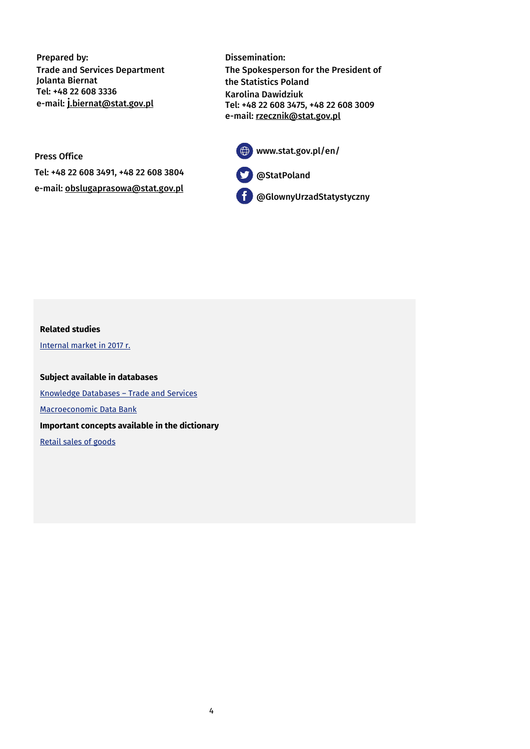**Prepared by:**
**Trade and Services Department**
**Jolanta Biernat**
**Tel: +48 22 608 3336**
**e-mail: j.biernat@stat.gov.pl**

**Dissemination:**
**The Spokesperson for the President of the Statistics Poland**
**Karolina Dawidziuk**
**Tel: +48 22 608 3475, +48 22 608 3009**
**e-mail: rzecznik@stat.gov.pl**

**Press Office**
**Tel: +48 22 608 3491, +48 22 608 3804**
**e-mail: obslugaprasowa@stat.gov.pl**

**www.stat.gov.pl/en/**

**@StatPoland**

**@GlownyUrzadStatystyczny**

**Related studies**

Internal market in 2017 r.

**Subject available in databases**

Knowledge Databases – Trade and Services

Macroeconomic Data Bank

**Important concepts available in the dictionary**

Retail sales of goods